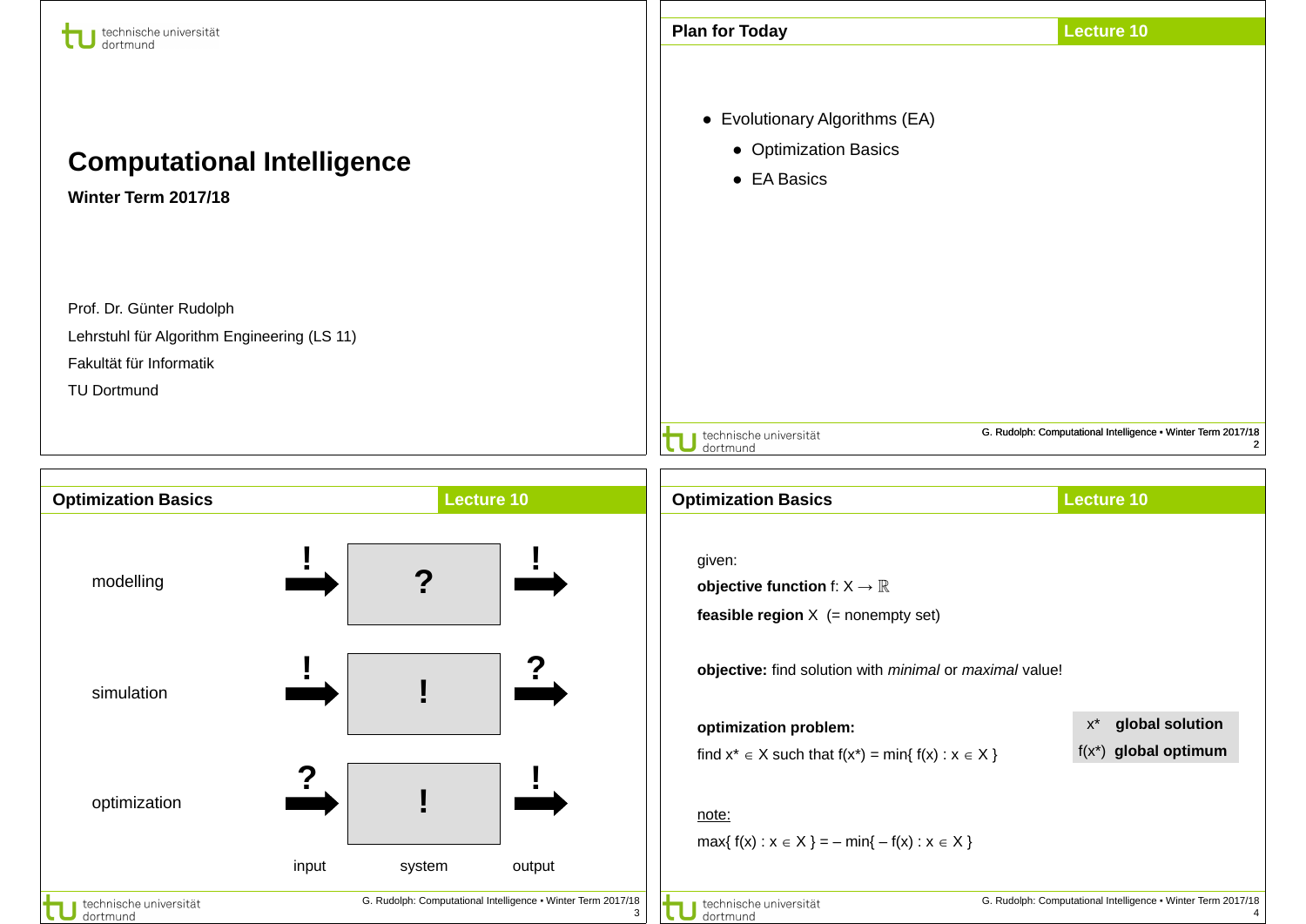# Computational Intelligence

**Winter Term 2017/18**

Prof. Dr. Günter Rudolph

Lehrstuhl für Algorithm Engineering (LS 11)

Fakultät für Informatik

TU Dortmund

## Plan for Today

Lecture 10

- Evolutionary Algorithms (EA)
  - Optimization Basics
  - EA Basics

## Optimization Basics

Lecture 10

| | input | system | output |
|---|---|---|---|
| modelling | ! | ? | ! |
| simulation | ! | ! | ? |
| optimization | ? | ! | ! |

## Optimization Basics

Lecture 10

given:

**objective function** f: $X \to \mathbb{R}$

**feasible region** X (= nonempty set)

**objective:** find solution with *minimal* or *maximal* value!

**optimization problem:**

find $x^* \in X$ such that $f(x^*) = \min\{ f(x) : x \in X \}$

| | |
|---|---|
| $x^*$ | **global solution** |
| $f(x^*)$ | **global optimum** |

note:

$\max\{ f(x) : x \in X \} = -\min\{ -f(x) : x \in X \}$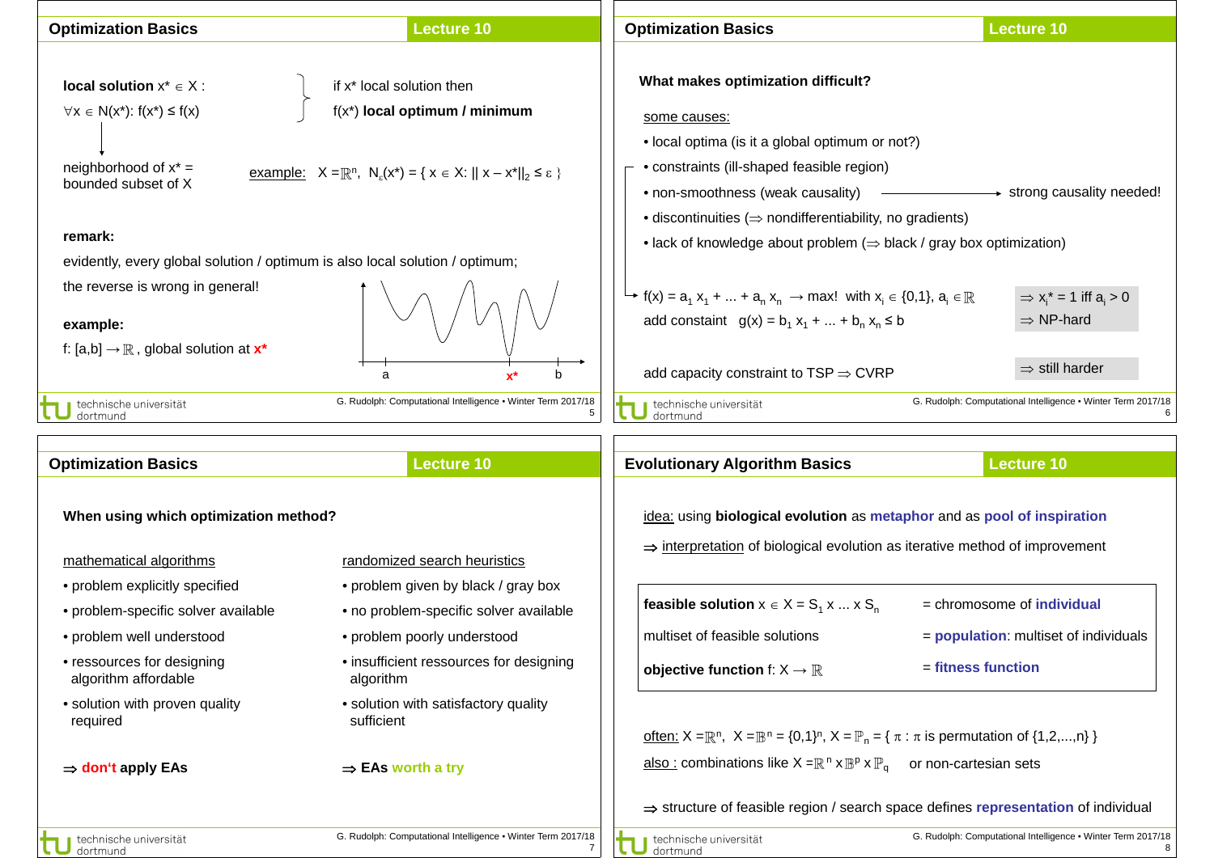## Optimization Basics

**local solution** $x^* \in X$ :
$\forall x \in N(x^*)$: $f(x^*) \le f(x)$

if $x^*$ local solution then $f(x^*)$ **local optimum / minimum**

neighborhood of $x^*$ = bounded subset of X

example: $X = \mathbb{R}^n$, $N_\varepsilon(x^*) = \{ x \in X: || x - x^*||_2 \le \varepsilon \}$

**remark:**

evidently, every global solution / optimum is also local solution / optimum;

the reverse is wrong in general!

**example:**

f: $[a,b] \to \mathbb{R}$, global solution at $x^*$

## Optimization Basics

**What makes optimization difficult?**

some causes:

- local optima (is it a global optimum or not?)
- constraints (ill-shaped feasible region)
- non-smoothness (weak causality) → strong causality needed!
- discontinuities ($\Rightarrow$ nondifferentiability, no gradients)
- lack of knowledge about problem ($\Rightarrow$ black / gray box optimization)

$f(x) = a_1 x_1 + ... + a_n x_n \to \max!$ with $x_i \in \{0,1\}$, $a_i \in \mathbb{R}$ $\quad \Rightarrow x_i^* = 1$ iff $a_i > 0$

add constaint $g(x) = b_1 x_1 + ... + b_n x_n \le b$ $\quad \Rightarrow$ NP-hard

add capacity constraint to TSP $\Rightarrow$ CVRP $\quad \Rightarrow$ still harder

## Optimization Basics

**When using which optimization method?**

| mathematical algorithms | randomized search heuristics |
|---|---|
| • problem explicitly specified | • problem given by black / gray box |
| • problem-specific solver available | • no problem-specific solver available |
| • problem well understood | • problem poorly understood |
| • ressources for designing algorithm affordable | • insufficient ressources for designing algorithm |
| • solution with proven quality required | • solution with satisfactory quality sufficient |
| $\Rightarrow$ **don't apply EAs** | $\Rightarrow$ **EAs worth a try** |

## Evolutionary Algorithm Basics

idea: using **biological evolution** as **metaphor** and as **pool of inspiration**

$\Rightarrow$ interpretation of biological evolution as iterative method of improvement

| | |
|---|---|
| **feasible solution** $x \in X = S_1 \times ... \times S_n$ | = chromosome of **individual** |
| multiset of feasible solutions | = **population**: multiset of individuals |
| **objective function** $f: X \to \mathbb{R}$ | = **fitness function** |

often: $X = \mathbb{R}^n$, $X = \mathbb{B}^n = \{0,1\}^n$, $X = \mathbb{P}_n = \{ \pi : \pi$ is permutation of $\{1,2,...,n\} \}$

also : combinations like $X = \mathbb{R}^n \times \mathbb{B}^p \times \mathbb{P}_q$ or non-cartesian sets

$\Rightarrow$ structure of feasible region / search space defines **representation** of individual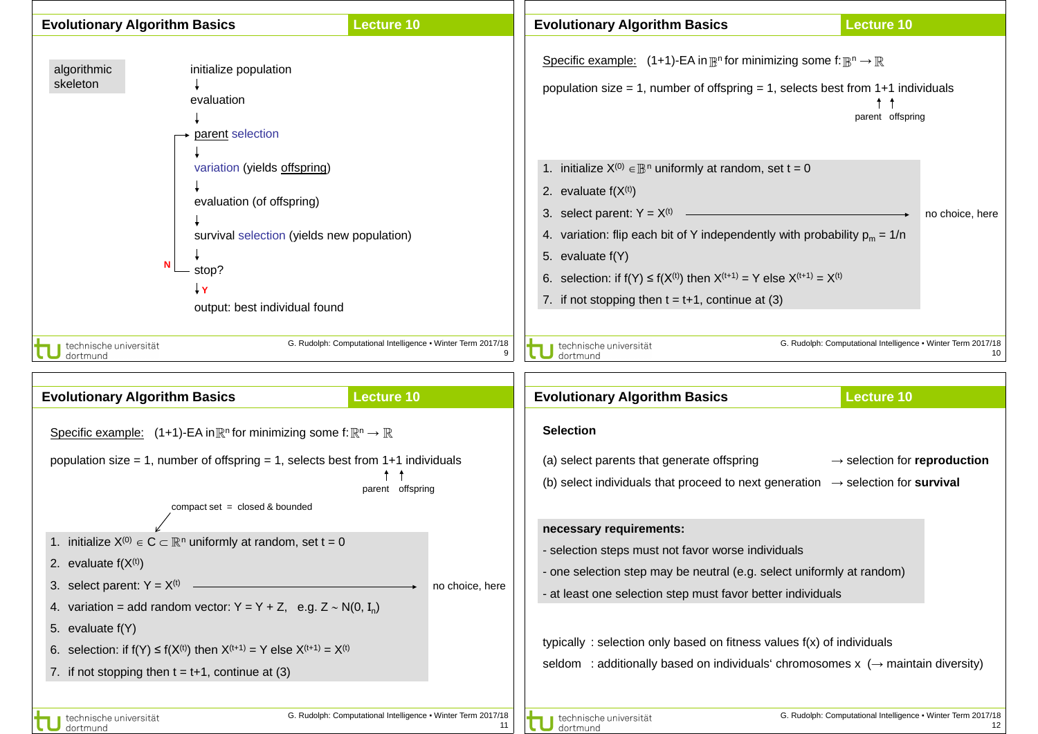## Evolutionary Algorithm Basics — Lecture 10

**algorithmic skeleton**

- initialize population
- ↓
- evaluation
- ↓
- parent selection ←
- ↓
- variation (yields offspring)
- ↓
- evaluation (of offspring)
- ↓
- survival selection (yields new population)
- ↓
- stop? — N: back to parent selection
- ↓ Y
- output: best individual found

## Evolutionary Algorithm Basics — Lecture 10

Specific example: (1+1)-EA in $\mathbb{B}^n$ for minimizing some $f: \mathbb{B}^n \to \mathbb{R}$

population size = 1, number of offspring = 1, selects best from 1+1 individuals (parent, offspring)

1. initialize $X^{(0)} \in \mathbb{B}^n$ uniformly at random, set t = 0
2. evaluate $f(X^{(t)})$
3. select parent: $Y = X^{(t)}$ → no choice, here
4. variation: flip each bit of Y independently with probability $p_m = 1/n$
5. evaluate f(Y)
6. selection: if $f(Y) \leq f(X^{(t)})$ then $X^{(t+1)} = Y$ else $X^{(t+1)} = X^{(t)}$
7. if not stopping then t = t+1, continue at (3)

## Evolutionary Algorithm Basics — Lecture 10

Specific example: (1+1)-EA in $\mathbb{R}^n$ for minimizing some $f: \mathbb{R}^n \to \mathbb{R}$

population size = 1, number of offspring = 1, selects best from 1+1 individuals (parent, offspring)

compact set = closed & bounded

1. initialize $X^{(0)} \in C \subset \mathbb{R}^n$ uniformly at random, set t = 0
2. evaluate $f(X^{(t)})$
3. select parent: $Y = X^{(t)}$ → no choice, here
4. variation = add random vector: $Y = Y + Z$, e.g. $Z \sim N(0, I_n)$
5. evaluate f(Y)
6. selection: if $f(Y) \leq f(X^{(t)})$ then $X^{(t+1)} = Y$ else $X^{(t+1)} = X^{(t)}$
7. if not stopping then t = t+1, continue at (3)

## Evolutionary Algorithm Basics — Lecture 10

**Selection**

(a) select parents that generate offspring → selection for **reproduction**

(b) select individuals that proceed to next generation → selection for **survival**

**necessary requirements:**

- selection steps must not favor worse individuals
- one selection step may be neutral (e.g. select uniformly at random)
- at least one selection step must favor better individuals

typically : selection only based on fitness values f(x) of individuals

seldom : additionally based on individuals' chromosomes x (→ maintain diversity)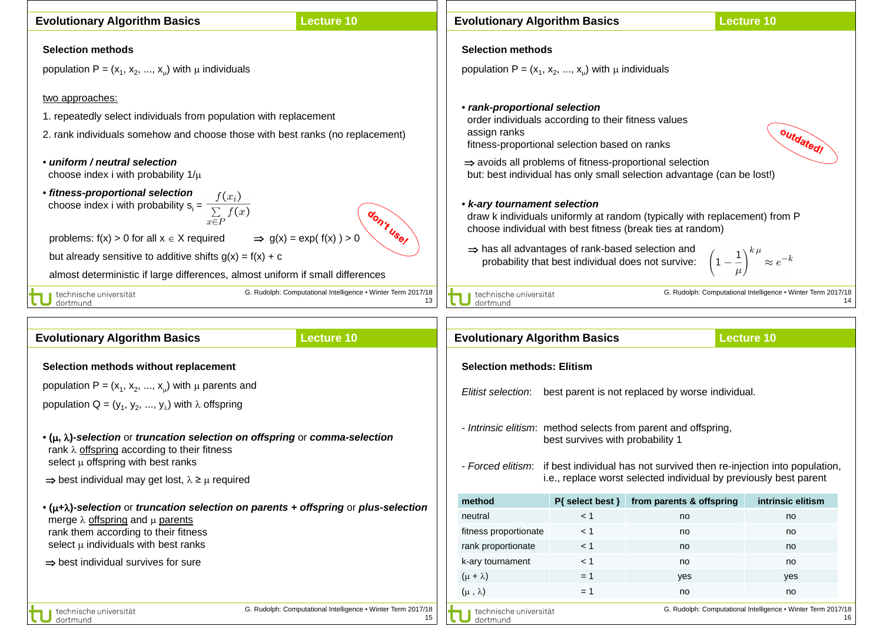## Evolutionary Algorithm Basics — Lecture 10

### Selection methods

population $P = (x_1, x_2, \ldots, x_\mu)$ with $\mu$ individuals

two approaches:

1. repeatedly select individuals from population with replacement
2. rank individuals somehow and choose those with best ranks (no replacement)

- ***uniform / neutral selection***
  choose index i with probability $1/\mu$

- ***fitness-proportional selection***
  choose index i with probability $s_i = \dfrac{f(x_i)}{\sum_{x \in P} f(x)}$

  don't use!

  problems: $f(x) > 0$ for all $x \in X$ required $\Rightarrow$ $g(x) = \exp(f(x)) > 0$

  but already sensitive to additive shifts $g(x) = f(x) + c$

  almost deterministic if large differences, almost uniform if small differences

## Evolutionary Algorithm Basics — Lecture 10

### Selection methods

population $P = (x_1, x_2, \ldots, x_\mu)$ with $\mu$ individuals

- ***rank-proportional selection***
  order individuals according to their fitness values
  assign ranks
  fitness-proportional selection based on ranks

  outdated!

  $\Rightarrow$ avoids all problems of fitness-proportional selection
  but: best individual has only small selection advantage (can be lost!)

- ***k-ary tournament selection***
  draw k individuals uniformly at random (typically with replacement) from P
  choose individual with best fitness (break ties at random)

  $\Rightarrow$ has all advantages of rank-based selection and
  probability that best individual does not survive: $\left(1 - \dfrac{1}{\mu}\right)^{k\,\mu} \approx e^{-k}$

## Evolutionary Algorithm Basics — Lecture 10

### Selection methods without replacement

population $P = (x_1, x_2, \ldots, x_\mu)$ with $\mu$ parents and

population $Q = (y_1, y_2, \ldots, y_\lambda)$ with $\lambda$ offspring

- **($\mu$, $\lambda$)-*selection*** or ***truncation selection on offspring*** or ***comma-selection***
  rank $\lambda$ offspring according to their fitness
  select $\mu$ offspring with best ranks

  $\Rightarrow$ best individual may get lost, $\lambda \geq \mu$ required

- **($\mu$+$\lambda$)-*selection*** or ***truncation selection on parents + offspring*** or ***plus-selection***
  merge $\lambda$ offspring and $\mu$ parents
  rank them according to their fitness
  select $\mu$ individuals with best ranks

  $\Rightarrow$ best individual survives for sure

## Evolutionary Algorithm Basics — Lecture 10

### Selection methods: Elitism

*Elitist selection*: best parent is not replaced by worse individual.

- *Intrinsic elitism*: method selects from parent and offspring, best survives with probability 1

- *Forced elitism*: if best individual has not survived then re-injection into population, i.e., replace worst selected individual by previously best parent

| method | P{ select best } | from parents & offspring | intrinsic elitism |
|---|---|---|---|
| neutral | < 1 | no | no |
| fitness proportionate | < 1 | no | no |
| rank proportionate | < 1 | no | no |
| k-ary tournament | < 1 | no | no |
| ($\mu$ + $\lambda$) | = 1 | yes | yes |
| ($\mu$ , $\lambda$) | = 1 | no | no |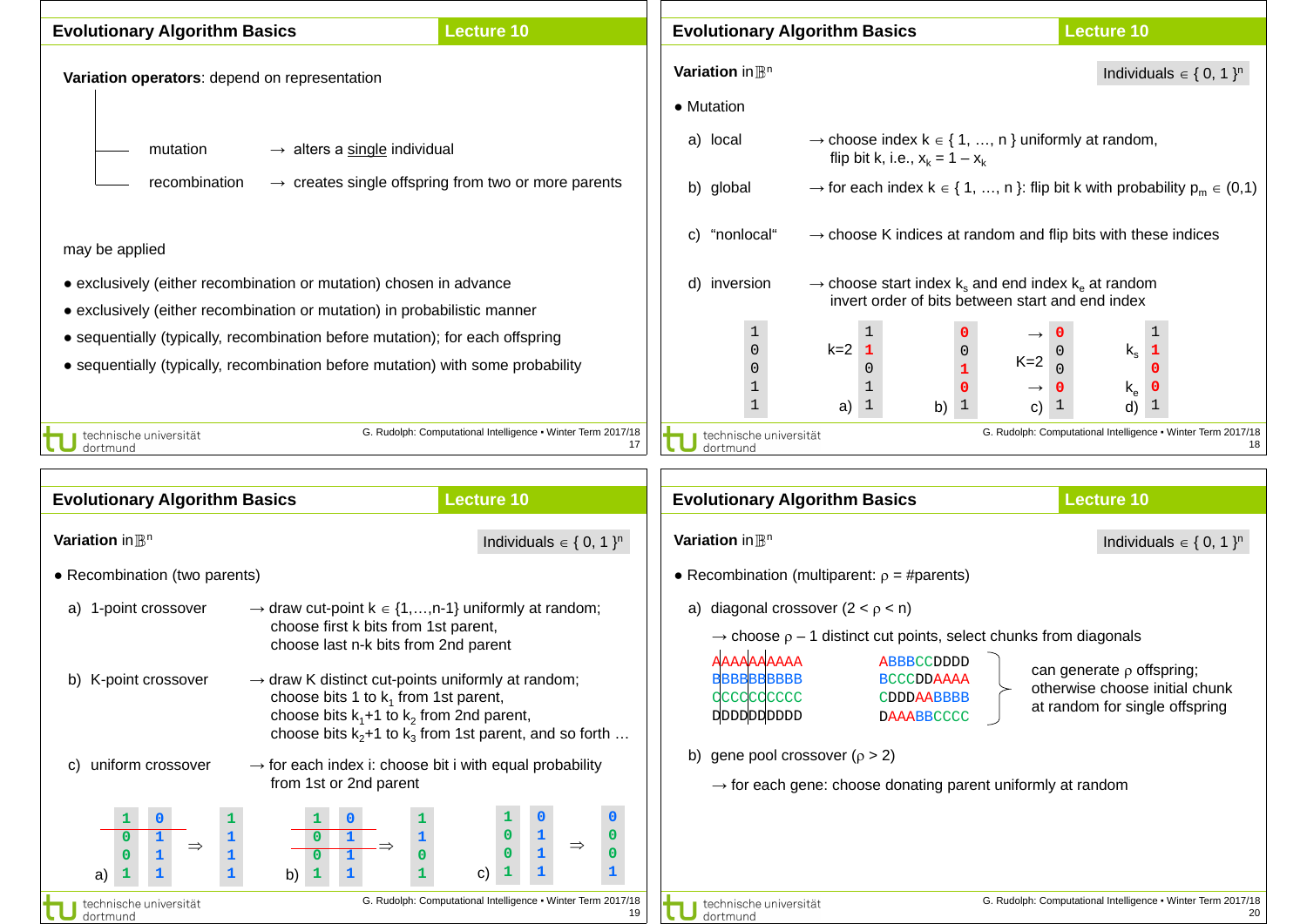## Evolutionary Algorithm Basics

**Variation operators**: depend on representation

- mutation → alters a <u>single</u> individual
- recombination → creates single offspring from two or more parents

may be applied

- exclusively (either recombination or mutation) chosen in advance
- exclusively (either recombination or mutation) in probabilistic manner
- sequentially (typically, recombination before mutation); for each offspring
- sequentially (typically, recombination before mutation) with some probability

## Evolutionary Algorithm Basics

**Variation** in $\mathbb{B}^n$ — Individuals $\in \{0, 1\}^n$

- Mutation

a) local → choose index $k \in \{1, \ldots, n\}$ uniformly at random, flip bit k, i.e., $x_k = 1 - x_k$

b) global → for each index $k \in \{1, \ldots, n\}$: flip bit k with probability $p_m \in (0,1)$

c) "nonlocal" → choose K indices at random and flip bits with these indices

d) inversion → choose start index $k_s$ and end index $k_e$ at random, invert order of bits between start and end index

| original | a) k=2 | b) | c) K=2 | d) $k_s$, $k_e$ |
|---|---|---|---|---|
| 1 | 1 | 0 | 0 | 1 |
| 0 | 1 | 0 | 0 | 1 |
| 0 | 0 | 1 | 0 | 0 |
| 1 | 1 | 0 | 0 | 0 |
| 1 | 1 | 1 | 1 | 1 |

## Evolutionary Algorithm Basics

**Variation** in $\mathbb{B}^n$ — Individuals $\in \{0, 1\}^n$

- Recombination (two parents)

a) 1-point crossover → draw cut-point $k \in \{1,\ldots,n-1\}$ uniformly at random; choose first k bits from 1st parent, choose last n-k bits from 2nd parent

b) K-point crossover → draw K distinct cut-points uniformly at random; choose bits 1 to $k_1$ from 1st parent, choose bits $k_1+1$ to $k_2$ from 2nd parent, choose bits $k_2+1$ to $k_3$ from 1st parent, and so forth …

c) uniform crossover → for each index i: choose bit i with equal probability from 1st or 2nd parent

a) parents (1,0,0,1) and (0,1,1,1) ⇒ (1,1,1,1)

b) parents (1,0,0,1) and (0,1,1,1) ⇒ (1,1,0,1)

c) parents (1,0,0,1) and (0,1,1,1) ⇒ (0,0,0,1)

## Evolutionary Algorithm Basics

**Variation** in $\mathbb{B}^n$ — Individuals $\in \{0, 1\}^n$

- Recombination (multiparent: $\rho$ = #parents)

a) diagonal crossover ($2 < \rho < n$)

→ choose $\rho - 1$ distinct cut points, select chunks from diagonals

```
A|AAA|AA|AAAA        ABBBCCDDDD
B|BBB|BB|BBBB        BCCCDDAAAA
C|CCC|CC|CCCC        CDDDAABBBB
D|DDD|DD|DDDD        DAAABBCCCC
```

can generate $\rho$ offspring; otherwise choose initial chunk at random for single offspring

b) gene pool crossover ($\rho > 2$)

→ for each gene: choose donating parent uniformly at random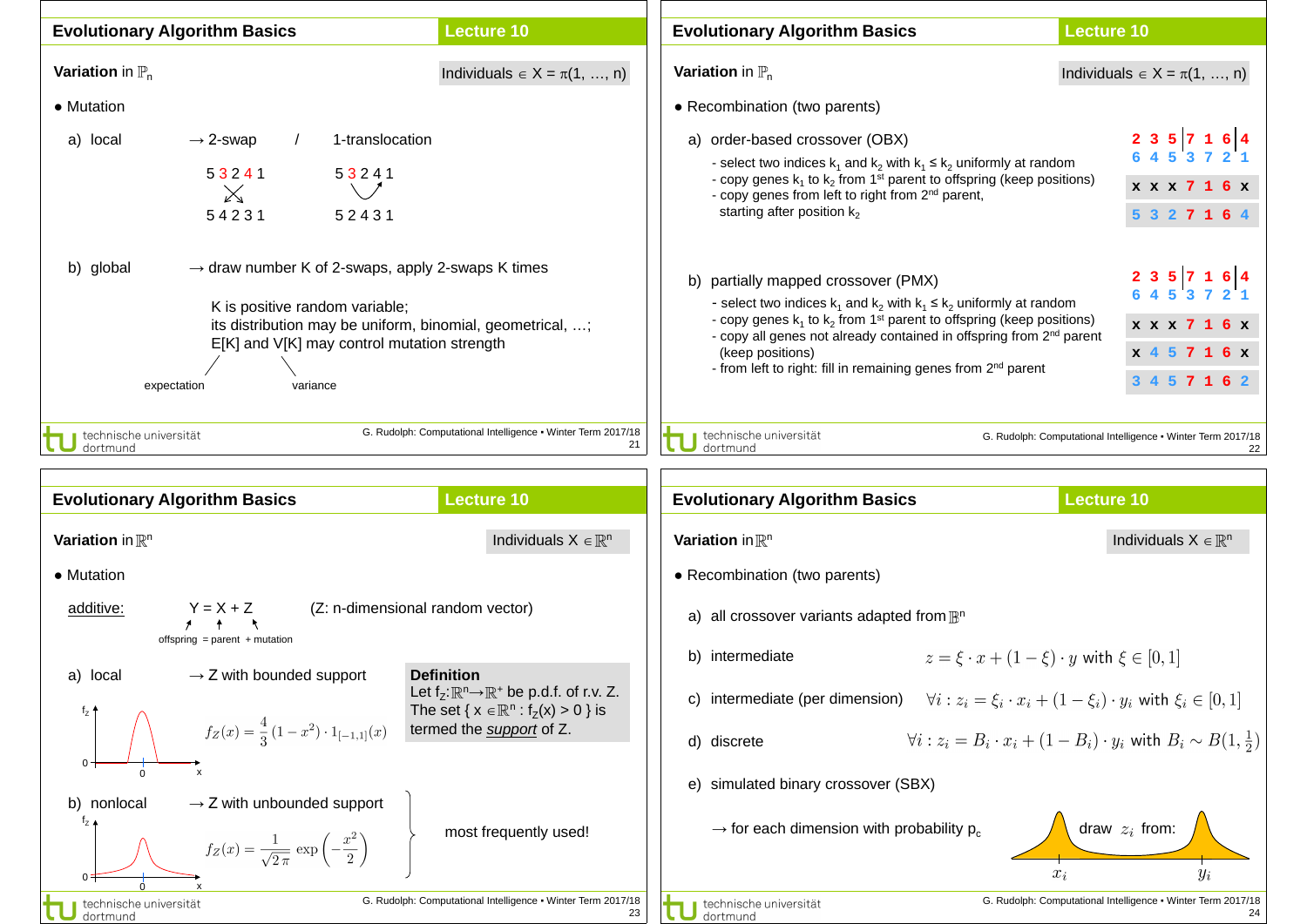## Evolutionary Algorithm Basics — Lecture 10

**Variation** in $\mathbb{P}_n$ — Individuals $\in X = \pi(1, \ldots, n)$

- Mutation

a) local → 2-swap / 1-translocation

2-swap: 5 3 2 4 1 → 5 4 2 3 1

1-translocation: 5 3 2 4 1 → 5 2 4 3 1

b) global → draw number K of 2-swaps, apply 2-swaps K times

K is positive random variable;
its distribution may be uniform, binomial, geometrical, …;
E[K] and V[K] may control mutation strength

(E[K]: expectation, V[K]: variance)

## Evolutionary Algorithm Basics — Lecture 10

**Variation** in $\mathbb{P}_n$ — Individuals $\in X = \pi(1, \ldots, n)$

- Recombination (two parents)

a) order-based crossover (OBX)

- select two indices $k_1$ and $k_2$ with $k_1 \leq k_2$ uniformly at random
- copy genes $k_1$ to $k_2$ from 1st parent to offspring (keep positions)
- copy genes from left to right from 2nd parent, starting after position $k_2$

```
2 3 5 | 7 1 6 | 4
6 4 5   3 7 2   1

x x x 7 1 6 x
5 3 2 7 1 6 4
```

b) partially mapped crossover (PMX)

- select two indices $k_1$ and $k_2$ with $k_1 \leq k_2$ uniformly at random
- copy genes $k_1$ to $k_2$ from 1st parent to offspring (keep positions)
- copy all genes not already contained in offspring from 2nd parent (keep positions)
- from left to right: fill in remaining genes from 2nd parent

```
2 3 5 | 7 1 6 | 4
6 4 5   3 7 2   1

x x x 7 1 6 x
x 4 5 7 1 6 x
3 4 5 7 1 6 2
```

## Evolutionary Algorithm Basics — Lecture 10

**Variation** in $\mathbb{R}^n$ — Individuals $X \in \mathbb{R}^n$

- Mutation

additive: $Y = X + Z$ (Z: n-dimensional random vector)

(offspring = parent + mutation)

a) local → Z with bounded support

$$f_Z(x) = \frac{4}{3}(1 - x^2) \cdot 1_{[-1,1]}(x)$$

**Definition**
Let $f_Z: \mathbb{R}^n \to \mathbb{R}^+$ be p.d.f. of r.v. Z. The set $\{ x \in \mathbb{R}^n : f_Z(x) > 0 \}$ is termed the *support* of Z.

b) nonlocal → Z with unbounded support

$$f_Z(x) = \frac{1}{\sqrt{2\pi}} \exp\left(-\frac{x^2}{2}\right)$$

most frequently used!

## Evolutionary Algorithm Basics — Lecture 10

**Variation** in $\mathbb{R}^n$ — Individuals $X \in \mathbb{R}^n$

- Recombination (two parents)

a) all crossover variants adapted from $\mathbb{B}^n$

b) intermediate $z = \xi \cdot x + (1 - \xi) \cdot y$ with $\xi \in [0, 1]$

c) intermediate (per dimension) $\forall i : z_i = \xi_i \cdot x_i + (1 - \xi_i) \cdot y_i$ with $\xi_i \in [0, 1]$

d) discrete $\forall i : z_i = B_i \cdot x_i + (1 - B_i) \cdot y_i$ with $B_i \sim B(1, \frac{1}{2})$

e) simulated binary crossover (SBX)

→ for each dimension with probability $p_c$ draw $z_i$ from: (distribution peaked at $x_i$ and $y_i$)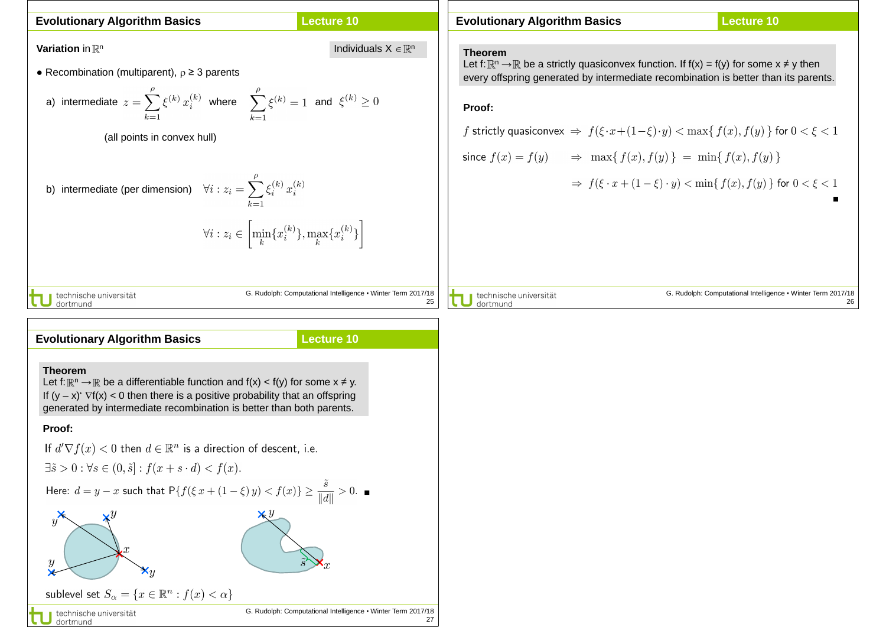## Evolutionary Algorithm Basics — Lecture 10

**Variation** in $\mathbb{R}^n$

Individuals $X \in \mathbb{R}^n$

- Recombination (multiparent), $\rho \geq 3$ parents

a) intermediate $z = \sum_{k=1}^{\rho} \xi^{(k)} x_i^{(k)}$ where $\sum_{k=1}^{\rho} \xi^{(k)} = 1$ and $\xi^{(k)} \geq 0$

(all points in convex hull)

b) intermediate (per dimension) $\forall i : z_i = \sum_{k=1}^{\rho} \xi_i^{(k)} x_i^{(k)}$

$$\forall i : z_i \in \left[ \min_k \{x_i^{(k)}\}, \max_k \{x_i^{(k)}\} \right]$$

## Evolutionary Algorithm Basics — Lecture 10

**Theorem**
Let $f: \mathbb{R}^n \to \mathbb{R}$ be a strictly quasiconvex function. If $f(x) = f(y)$ for some $x \neq y$ then every offspring generated by intermediate recombination is better than its parents.

**Proof:**

$f$ strictly quasiconvex $\Rightarrow f(\xi \cdot x + (1-\xi) \cdot y) < \max\{ f(x), f(y) \}$ for $0 < \xi < 1$

since $f(x) = f(y)$ $\Rightarrow \max\{ f(x), f(y) \} = \min\{ f(x), f(y) \}$

$\Rightarrow f(\xi \cdot x + (1-\xi) \cdot y) < \min\{ f(x), f(y) \}$ for $0 < \xi < 1$

■

## Evolutionary Algorithm Basics — Lecture 10

**Theorem**
Let $f: \mathbb{R}^n \to \mathbb{R}$ be a differentiable function and $f(x) < f(y)$ for some $x \neq y$.
If $(y - x)' \nabla f(x) < 0$ then there is a positive probability that an offspring generated by intermediate recombination is better than both parents.

**Proof:**

If $d' \nabla f(x) < 0$ then $d \in \mathbb{R}^n$ is a direction of descent, i.e.

$\exists \tilde{s} > 0 : \forall s \in (0, \tilde{s}] : f(x + s \cdot d) < f(x)$.

Here: $d = y - x$ such that $\mathsf{P}\{ f(\xi\, x + (1-\xi)\, y) < f(x) \} \geq \frac{\tilde{s}}{\|d\|} > 0$. ■

$y$ $y$ $x$ $y$ $y$ $y$ $\tilde{s}$ $x$

sublevel set $S_\alpha = \{ x \in \mathbb{R}^n : f(x) < \alpha \}$